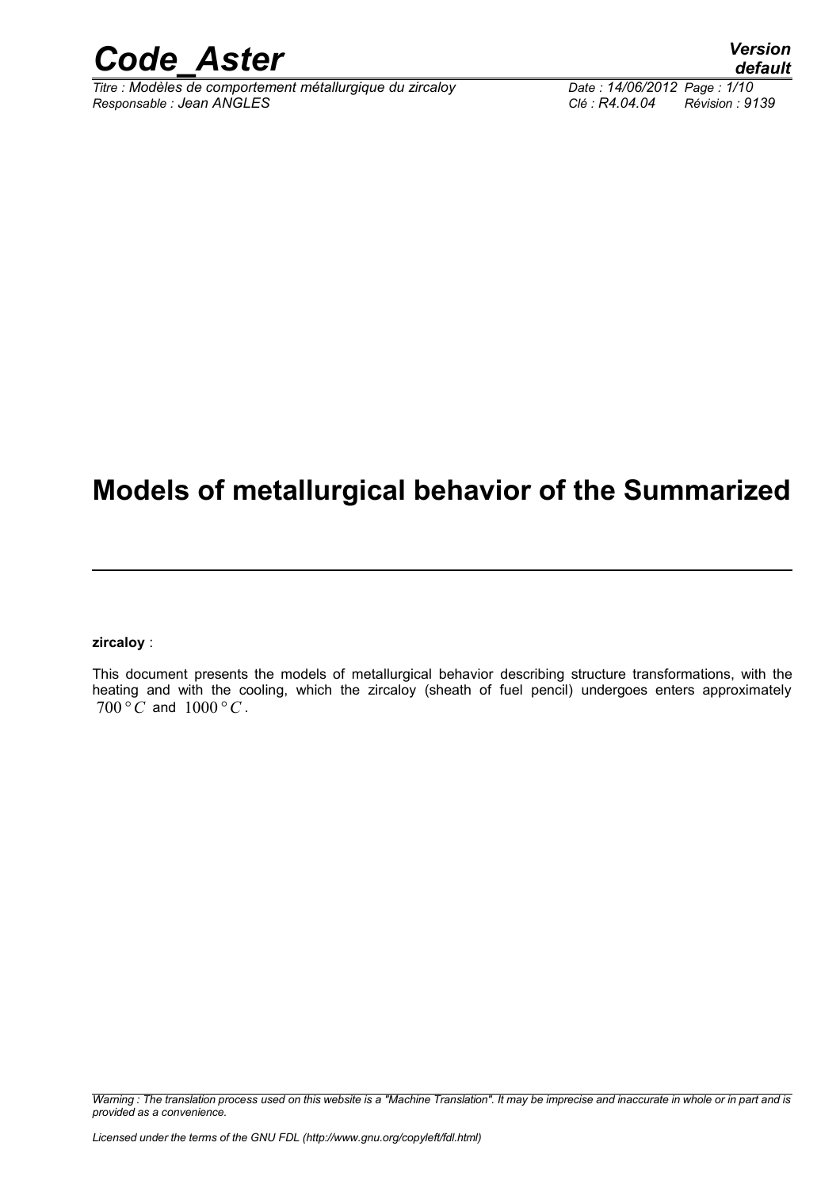# Models of metallurgical behavior of the Summarized

**zircaloy** :

This document presents the models of metallurgical behavior describing structure transformations, with the heating and with the cooling, which the zircaloy (sheath of fuel pencil) undergoes enters approximately $700°C$ and $1000°C$.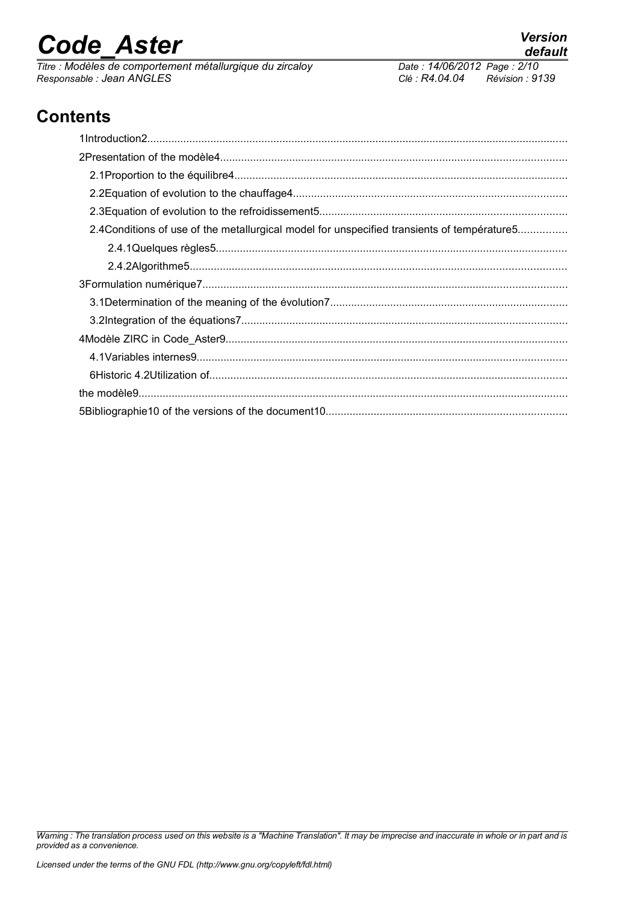## Contents

1Introduction2

2Presentation of the modèle4

2.1Proportion to the équilibre4

2.2Equation of evolution to the chauffage4

2.3Equation of evolution to the refroidissement5

2.4Conditions of use of the metallurgical model for unspecified transients of température5

2.4.1Quelques règles5

2.4.2Algorithme5

3Formulation numérique7

3.1Determination of the meaning of the évolution7

3.2Integration of the équations7

4Modèle ZIRC in Code_Aster9

4.1Variables internes9

6Historic 4.2Utilization of

the modèle9

5Bibliographie10 of the versions of the document10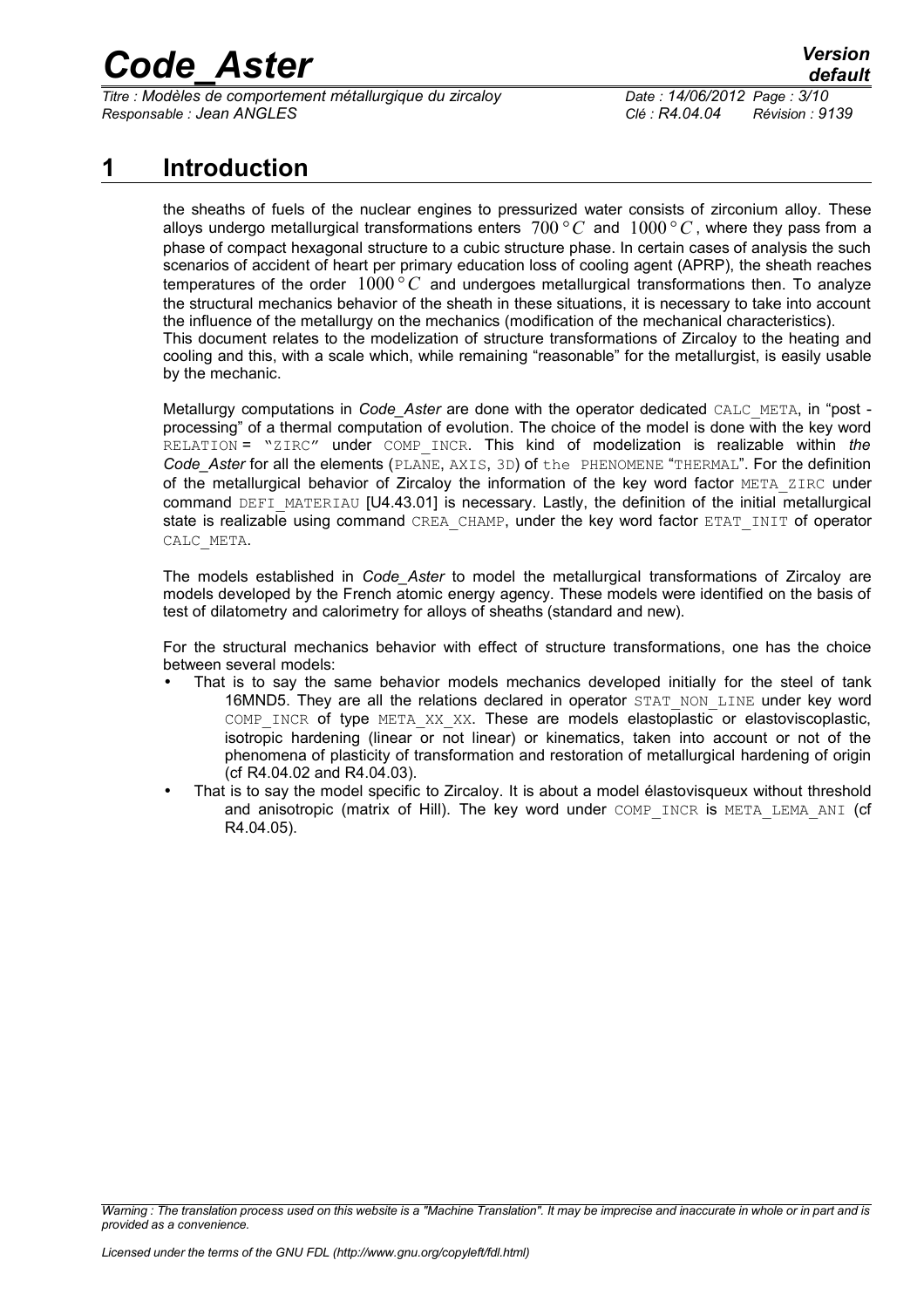# 1 Introduction

the sheaths of fuels of the nuclear engines to pressurized water consists of zirconium alloy. These alloys undergo metallurgical transformations enters $700°C$ and $1000°C$, where they pass from a phase of compact hexagonal structure to a cubic structure phase. In certain cases of analysis the such scenarios of accident of heart per primary education loss of cooling agent (APRP), the sheath reaches temperatures of the order $1000°C$ and undergoes metallurgical transformations then. To analyze the structural mechanics behavior of the sheath in these situations, it is necessary to take into account the influence of the metallurgy on the mechanics (modification of the mechanical characteristics).
This document relates to the modelization of structure transformations of Zircaloy to the heating and cooling and this, with a scale which, while remaining "reasonable" for the metallurgist, is easily usable by the mechanic.

Metallurgy computations in *Code_Aster* are done with the operator dedicated CALC_META, in "post - processing" of a thermal computation of evolution. The choice of the model is done with the key word RELATION = "ZIRC" under COMP_INCR. This kind of modelization is realizable within *the Code_Aster* for all the elements (PLANE, AXIS, 3D) of the PHENOMENE "THERMAL". For the definition of the metallurgical behavior of Zircaloy the information of the key word factor META_ZIRC under command DEFI_MATERIAU [U4.43.01] is necessary. Lastly, the definition of the initial metallurgical state is realizable using command CREA_CHAMP, under the key word factor ETAT_INIT of operator CALC_META.

The models established in *Code_Aster* to model the metallurgical transformations of Zircaloy are models developed by the French atomic energy agency. These models were identified on the basis of test of dilatometry and calorimetry for alloys of sheaths (standard and new).

For the structural mechanics behavior with effect of structure transformations, one has the choice between several models:

- That is to say the same behavior models mechanics developed initially for the steel of tank 16MND5. They are all the relations declared in operator STAT_NON_LINE under key word COMP_INCR of type META_XX_XX. These are models elastoplastic or elastoviscoplastic, isotropic hardening (linear or not linear) or kinematics, taken into account or not of the phenomena of plasticity of transformation and restoration of metallurgical hardening of origin (cf R4.04.02 and R4.04.03).
- That is to say the model specific to Zircaloy. It is about a model élastovisqueux without threshold and anisotropic (matrix of Hill). The key word under COMP_INCR is META_LEMA_ANI (cf R4.04.05).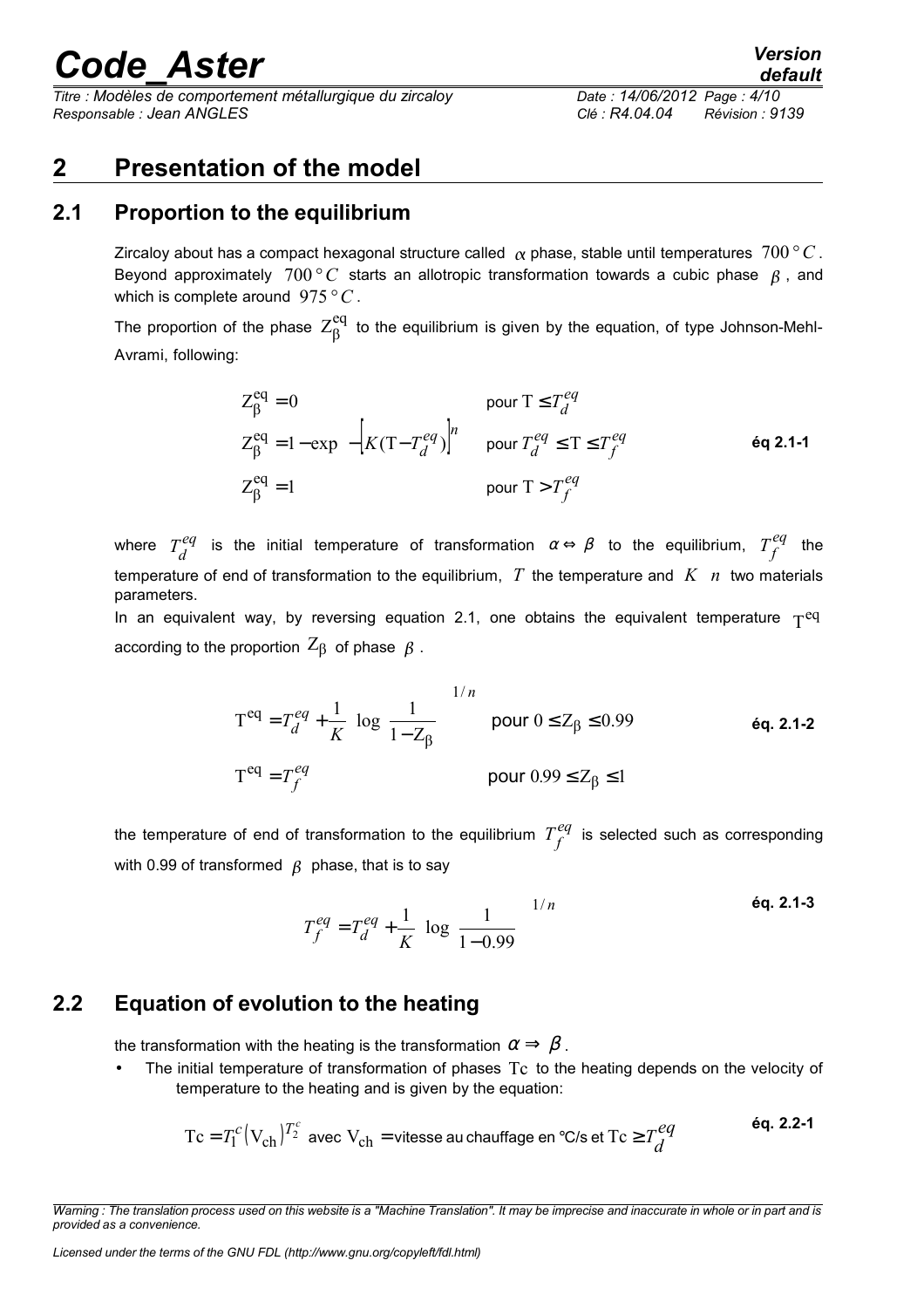## 2 Presentation of the model

### 2.1 Proportion to the equilibrium

Zircaloy about has a compact hexagonal structure called $\alpha$ phase, stable until temperatures $700°C$. Beyond approximately $700°C$ starts an allotropic transformation towards a cubic phase $\beta$, and which is complete around $975°C$.

The proportion of the phase $Z_\beta^{eq}$ to the equilibrium is given by the equation, of type Johnson-Mehl-Avrami, following:

$$
\begin{aligned}
&Z_\beta^{eq} = 0 && \text{pour } T \leq T_d^{eq} \\
&Z_\beta^{eq} = 1 - \exp\left(-\left[K(T - T_d^{eq})\right]^n\right) && \text{pour } T_d^{eq} \leq T \leq T_f^{eq} \\
&Z_\beta^{eq} = 1 && \text{pour } T > T_f^{eq}
\end{aligned}
\qquad \textbf{éq 2.1-1}
$$

where $T_d^{eq}$ is the initial temperature of transformation $\alpha \Leftrightarrow \beta$ to the equilibrium, $T_f^{eq}$ the temperature of end of transformation to the equilibrium, $T$ the temperature and $K$ $n$ two materials parameters.

In an equivalent way, by reversing equation 2.1, one obtains the equivalent temperature $T^{eq}$ according to the proportion $Z_\beta$ of phase $\beta$.

$$
\begin{aligned}
&T^{eq} = T_d^{eq} + \frac{1}{K}\left(\log\left(\frac{1}{1 - Z_\beta}\right)\right)^{1/n} && \text{pour } 0 \leq Z_\beta \leq 0.99 \\
&T^{eq} = T_f^{eq} && \text{pour } 0.99 \leq Z_\beta \leq 1
\end{aligned}
\qquad \textbf{éq. 2.1-2}
$$

the temperature of end of transformation to the equilibrium $T_f^{eq}$ is selected such as corresponding with 0.99 of transformed $\beta$ phase, that is to say

$$
T_f^{eq} = T_d^{eq} + \frac{1}{K}\left(\log\left(\frac{1}{1 - 0.99}\right)\right)^{1/n} \qquad \textbf{éq. 2.1-3}
$$

### 2.2 Equation of evolution to the heating

the transformation with the heating is the transformation $\alpha \Rightarrow \beta$.

- The initial temperature of transformation of phases $Tc$ to the heating depends on the velocity of temperature to the heating and is given by the equation:

$$
Tc = T_1^c \left(V_{ch}\right)^{T_2^c} \text{ avec } V_{ch} = \text{vitesse au chauffage en °C/s et } Tc \geq T_d^{eq} \qquad \textbf{éq. 2.2-1}
$$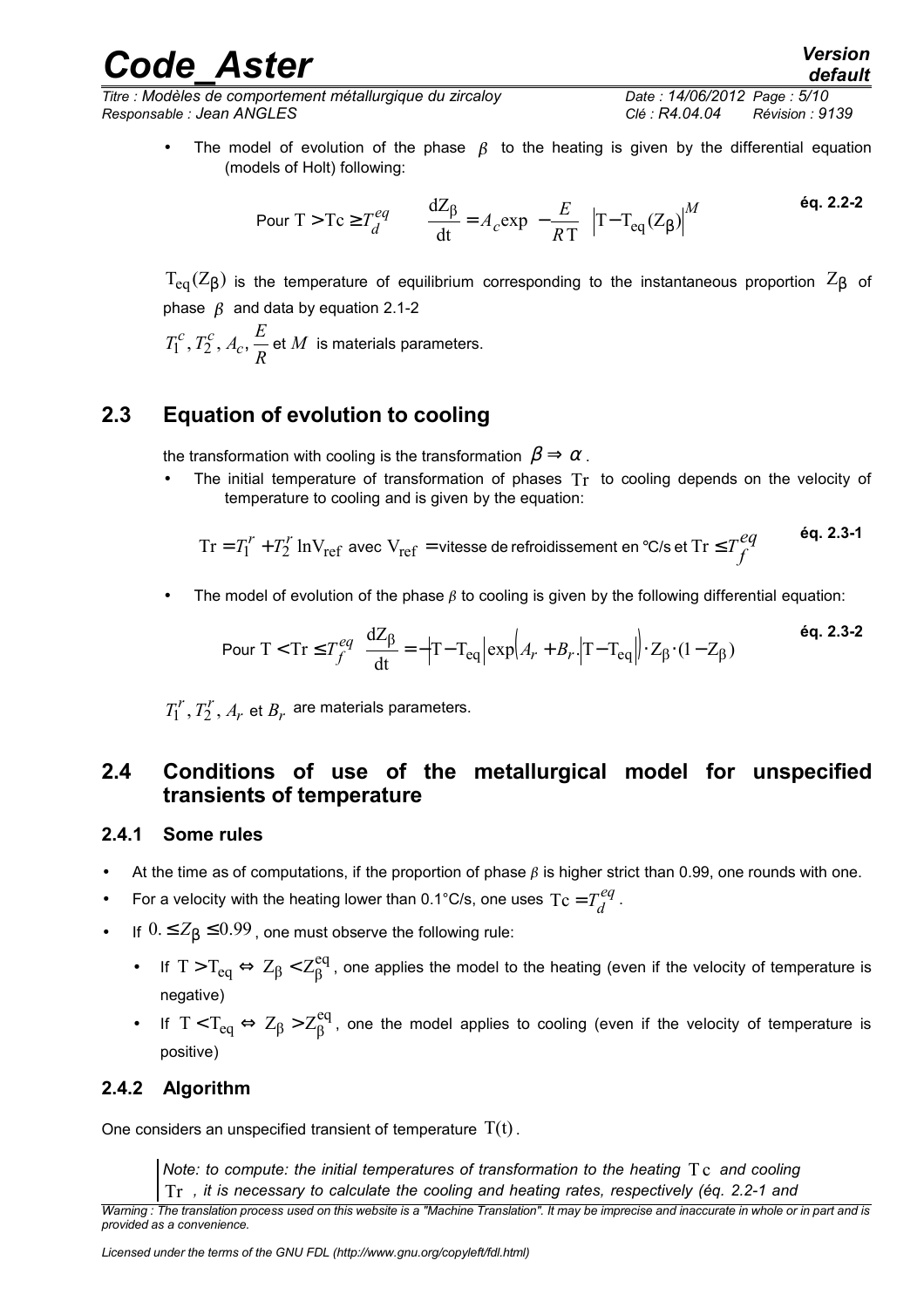- The model of evolution of the phase $\beta$ to the heating is given by the differential equation (models of Holt) following:

$$\text{Pour } T > Tc \geq T_d^{eq} \qquad \frac{dZ_\beta}{dt} = A_c \exp\left(-\frac{E}{RT}\right)\left|T - T_{eq}(Z_\beta)\right|^M \qquad \text{éq. 2.2-2}$$

$T_{eq}(Z_\beta)$ is the temperature of equilibrium corresponding to the instantaneous proportion $Z_\beta$ of phase $\beta$ and data by equation 2.1-2

$T_1^c, T_2^c, A_c, \frac{E}{R}$ et $M$ is materials parameters.

## 2.3 Equation of evolution to cooling

the transformation with cooling is the transformation $\beta \Rightarrow \alpha$.

- The initial temperature of transformation of phases $Tr$ to cooling depends on the velocity of temperature to cooling and is given by the equation:

$$Tr = T_1^r + T_2^r \ln V_{ref} \text{ avec } V_{ref} = \text{vitesse de refroidissement en °C/s et } Tr \leq T_f^{eq} \qquad \text{éq. 2.3-1}$$

- The model of evolution of the phase $\beta$ to cooling is given by the following differential equation:

$$\text{Pour } T < Tr \leq T_f^{eq} \quad \frac{dZ_\beta}{dt} = -\left|T - T_{eq}\right| \exp\left(A_r + B_r . \left|T - T_{eq}\right|\right) \cdot Z_\beta \cdot (1 - Z_\beta) \qquad \text{éq. 2.3-2}$$

$T_1^r, T_2^r, A_r$ et $B_r$ are materials parameters.

## 2.4 Conditions of use of the metallurgical model for unspecified transients of temperature

### 2.4.1 Some rules

- At the time as of computations, if the proportion of phase $\beta$ is higher strict than 0.99, one rounds with one.
- For a velocity with the heating lower than 0.1°C/s, one uses $Tc = T_d^{eq}$.
- If $0. \leq Z_\beta \leq 0.99$, one must observe the following rule:
  - If $T > T_{eq} \Leftrightarrow Z_\beta < Z_\beta^{eq}$, one applies the model to the heating (even if the velocity of temperature is negative)
  - If $T < T_{eq} \Leftrightarrow Z_\beta > Z_\beta^{eq}$, one the model applies to cooling (even if the velocity of temperature is positive)

### 2.4.2 Algorithm

One considers an unspecified transient of temperature $T(t)$.

> *Note: to compute: the initial temperatures of transformation to the heating $Tc$ and cooling $Tr$, it is necessary to calculate the cooling and heating rates, respectively (éq. 2.2-1 and*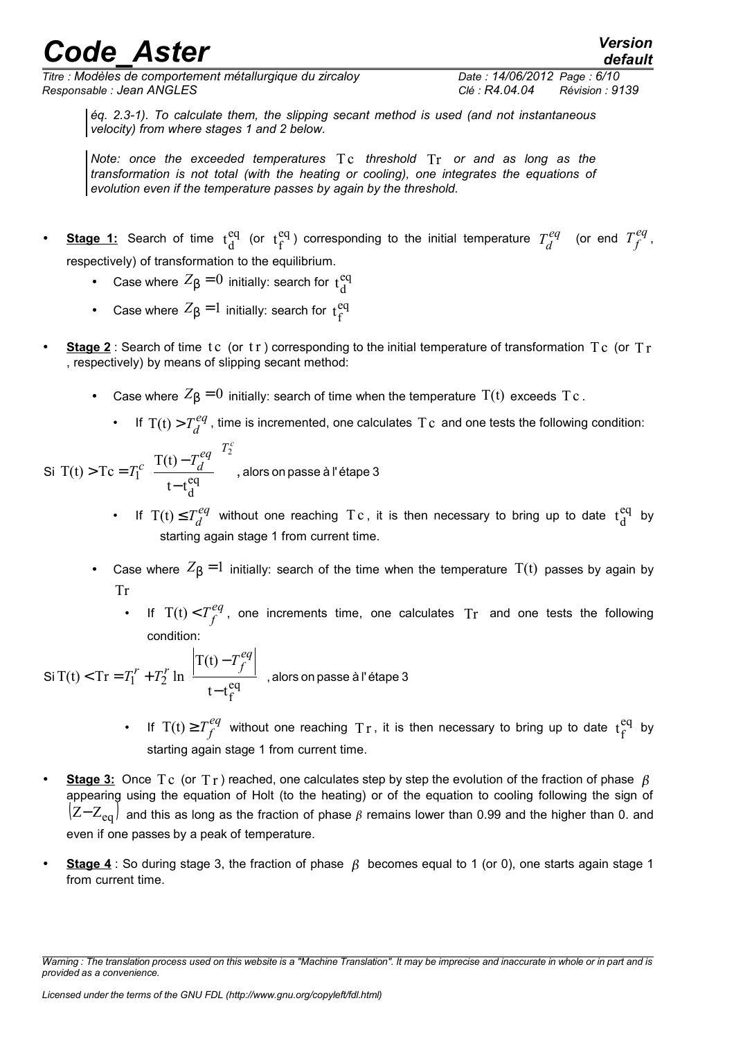*éq. 2.3-1). To calculate them, the slipping secant method is used (and not instantaneous velocity) from where stages 1 and 2 below.*

*Note: once the exceeded temperatures $Tc$ threshold $Tr$ or and as long as the transformation is not total (with the heating or cooling), one integrates the equations of evolution even if the temperature passes by again by the threshold.*

- **Stage 1:** Search of time $t_d^{eq}$ (or $t_f^{eq}$) corresponding to the initial temperature $T_d^{eq}$ (or end $T_f^{eq}$, respectively) of transformation to the equilibrium.
  - Case where $Z_\beta = 0$ initially: search for $t_d^{eq}$
  - Case where $Z_\beta = 1$ initially: search for $t_f^{eq}$
- **Stage 2** : Search of time $tc$ (or $tr$) corresponding to the initial temperature of transformation $Tc$ (or $Tr$, respectively) by means of slipping secant method:
  - Case where $Z_\beta = 0$ initially: search of time when the temperature $T(t)$ exceeds $Tc$.
    - If $T(t) > T_d^{eq}$, time is incremented, one calculates $Tc$ and one tests the following condition:

$$\text{Si } T(t) > Tc = T_1^c \left( \frac{T(t) - T_d^{eq}}{t - t_d^{eq}} \right)^{T_2^c} \text{, alors on passe à l'étape 3}$$

    - If $T(t) \leq T_d^{eq}$ without one reaching $Tc$, it is then necessary to bring up to date $t_d^{eq}$ by starting again stage 1 from current time.
  - Case where $Z_\beta = 1$ initially: search of the time when the temperature $T(t)$ passes by again by $Tr$
    - If $T(t) < T_f^{eq}$, one increments time, one calculates $Tr$ and one tests the following condition:

$$\text{Si } T(t) < Tr = T_1^r + T_2^r \ln\left( \frac{\left| T(t) - T_f^{eq} \right|}{t - t_f^{eq}} \right) \text{, alors on passe à l'étape 3}$$

    - If $T(t) \geq T_f^{eq}$ without one reaching $Tr$, it is then necessary to bring up to date $t_f^{eq}$ by starting again stage 1 from current time.
- **Stage 3:** Once $Tc$ (or $Tr$) reached, one calculates step by step the evolution of the fraction of phase $\beta$ appearing using the equation of Holt (to the heating) or of the equation to cooling following the sign of $\left(Z - Z_{eq}\right)$ and this as long as the fraction of phase $\beta$ remains lower than 0.99 and the higher than 0. and even if one passes by a peak of temperature.
- **Stage 4** : So during stage 3, the fraction of phase $\beta$ becomes equal to 1 (or 0), one starts again stage 1 from current time.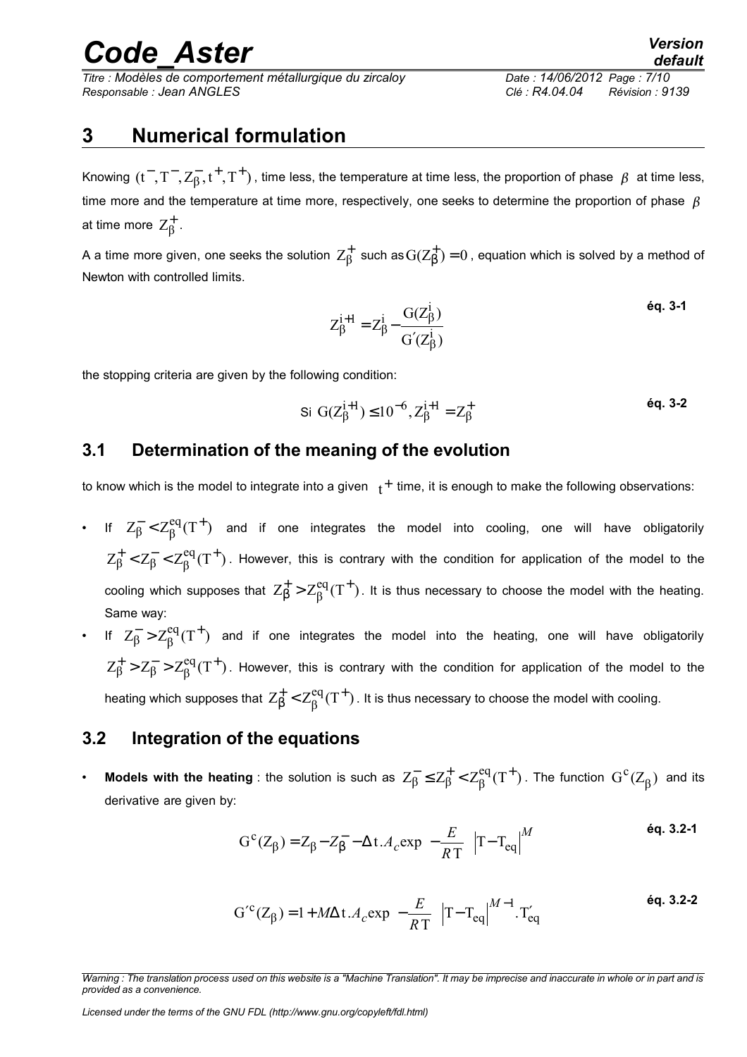# 3 Numerical formulation

Knowing $(t^-, T^-, Z_\beta^-, t^+, T^+)$, time less, the temperature at time less, the proportion of phase $\beta$ at time less, time more and the temperature at time more, respectively, one seeks to determine the proportion of phase $\beta$ at time more $Z_\beta^+$.

A a time more given, one seeks the solution $Z_\beta^+$ such as $G(Z_\beta^+) = 0$, equation which is solved by a method of Newton with controlled limits.

$$Z_\beta^{i+1} = Z_\beta^i - \frac{G(Z_\beta^i)}{G'(Z_\beta^i)} \quad \textbf{éq. 3-1}$$

the stopping criteria are given by the following condition:

$$\text{Si } G(Z_\beta^{i+1}) \leq 10^{-6}, Z_\beta^{i+1} = Z_\beta^+ \quad \textbf{éq. 3-2}$$

## 3.1 Determination of the meaning of the evolution

to know which is the model to integrate into a given $t^+$ time, it is enough to make the following observations:

- If $Z_\beta^- < Z_\beta^{eq}(T^+)$ and if one integrates the model into cooling, one will have obligatorily $Z_\beta^+ < Z_\beta^- < Z_\beta^{eq}(T^+)$. However, this is contrary with the condition for application of the model to the cooling which supposes that $Z_\beta^+ > Z_\beta^{eq}(T^+)$. It is thus necessary to choose the model with the heating. Same way:
- If $Z_\beta^- > Z_\beta^{eq}(T^+)$ and if one integrates the model into the heating, one will have obligatorily $Z_\beta^+ > Z_\beta^- > Z_\beta^{eq}(T^+)$. However, this is contrary with the condition for application of the model to the heating which supposes that $Z_\beta^+ < Z_\beta^{eq}(T^+)$. It is thus necessary to choose the model with cooling.

## 3.2 Integration of the equations

- **Models with the heating** : the solution is such as $Z_\beta^- \leq Z_\beta^+ < Z_\beta^{eq}(T^+)$. The function $G^c(Z_\beta)$ and its derivative are given by:

$$G^c(Z_\beta) = Z_\beta - Z_\beta^- - \Delta t . A_c \exp\left(-\frac{E}{RT}\right) \left|T - T_{eq}\right|^M \quad \textbf{éq. 3.2-1}$$

$$G'^c(Z_\beta) = 1 + M \Delta t . A_c \exp\left(-\frac{E}{RT}\right) \left|T - T_{eq}\right|^{M-1} . T'_{eq} \quad \textbf{éq. 3.2-2}$$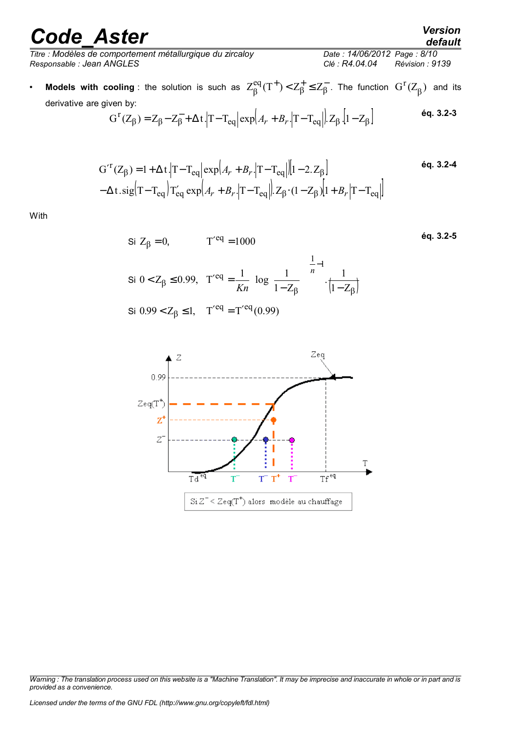- **Models with cooling** : the solution is such as $Z_\beta^{eq}(T^+) < Z_\beta^+ \leq Z_\beta^-$. The function $G^r(Z_\beta)$ and its derivative are given by:

$$G^r(Z_\beta) = Z_\beta - Z_\beta^- + \Delta t.\left|T - T_{eq}\right| \exp\left(A_r + B_r.\left|T - T_{eq}\right|\right).Z_\beta.\left[1 - Z_\beta\right] \quad \text{éq. 3.2-3}$$

$$\begin{aligned} G'^r(Z_\beta) &= 1 + \Delta t.\left|T - T_{eq}\right| \exp\left(A_r + B_r.\left|T - T_{eq}\right|\right)\left[1 - 2.Z_\beta\right] \\ &- \Delta t.\text{sig}\left(T - T_{eq}\right) T'_{eq} \exp\left(A_r + B_r.\left|T - T_{eq}\right|\right).Z_\beta \cdot (1 - Z_\beta)\left[1 + B_r\left|T - T_{eq}\right|\right] \end{aligned} \quad \text{éq. 3.2-4}$$

With

$$\text{Si } Z_\beta = 0, \quad T'^{eq} = 1000 \quad \text{éq. 3.2-5}$$

$$\text{Si } 0 < Z_\beta \leq 0.99, \quad T'^{eq} = \frac{1}{Kn}\left(\log \frac{1}{1 - Z_\beta}\right)^{\frac{1}{n} - 1} \cdot \frac{1}{\left(1 - Z_\beta\right)}$$

$$\text{Si } 0.99 < Z_\beta \leq 1, \quad T'^{eq} = T'^{eq}(0.99)$$

Si $Z^- < Zeq(T^+)$ alors modèle au chauffage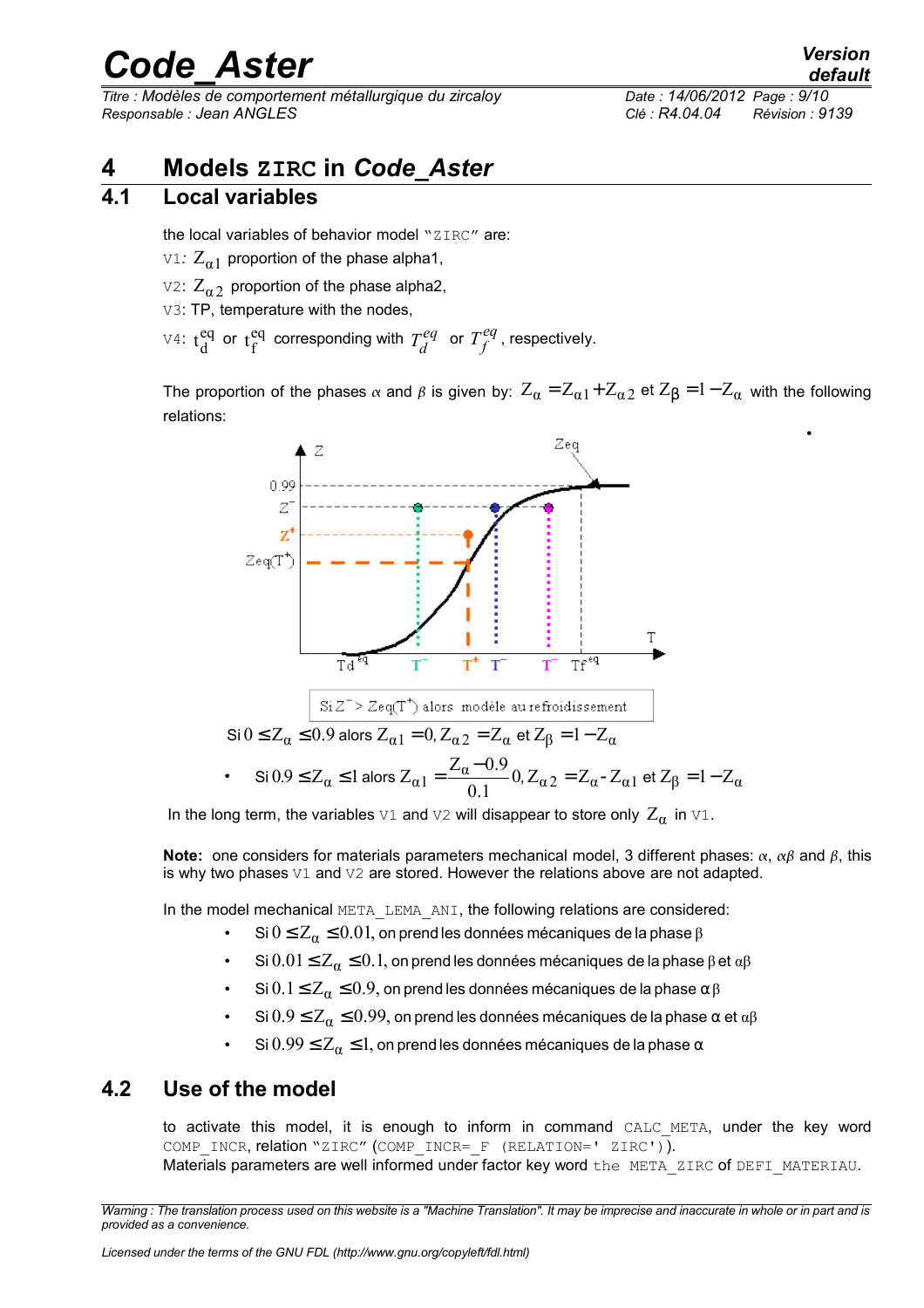# 4 Models ZIRC in *Code_Aster*

## 4.1 Local variables

the local variables of behavior model "ZIRC" are:

V1: $Z_{\alpha 1}$ proportion of the phase alpha1,

V2: $Z_{\alpha 2}$ proportion of the phase alpha2,

V3: TP, temperature with the nodes,

V4: $t_d^{eq}$ or $t_f^{eq}$ corresponding with $T_d^{eq}$ or $T_f^{eq}$, respectively.

The proportion of the phases $\alpha$ and $\beta$ is given by: $Z_\alpha = Z_{\alpha 1} + Z_{\alpha 2}$ et $Z_\beta = 1 - Z_\alpha$ with the following relations:

Si $Z^- > Zeq(T^+)$ alors modèle au refroidissement

Si $0 \leq Z_\alpha \leq 0.9$ alors $Z_{\alpha 1} = 0, Z_{\alpha 2} = Z_\alpha$ et $Z_\beta = 1 - Z_\alpha$

- Si $0.9 \leq Z_\alpha \leq 1$ alors $Z_{\alpha 1} = \dfrac{Z_\alpha - 0.9}{0.1} 0, Z_{\alpha 2} = Z_\alpha - Z_{\alpha 1}$ et $Z_\beta = 1 - Z_\alpha$

In the long term, the variables V1 and V2 will disappear to store only $Z_\alpha$ in V1.

**Note:** one considers for materials parameters mechanical model, 3 different phases: $\alpha$, $\alpha\beta$ and $\beta$, this is why two phases V1 and V2 are stored. However the relations above are not adapted.

In the model mechanical META_LEMA_ANI, the following relations are considered:

- Si $0 \leq Z_\alpha \leq 0.01$, on prend les données mécaniques de la phase $\beta$
- Si $0.01 \leq Z_\alpha \leq 0.1$, on prend les données mécaniques de la phase $\beta$ et $\alpha\beta$
- Si $0.1 \leq Z_\alpha \leq 0.9$, on prend les données mécaniques de la phase $\alpha\beta$
- Si $0.9 \leq Z_\alpha \leq 0.99$, on prend les données mécaniques de la phase $\alpha$ et $\alpha\beta$
- Si $0.99 \leq Z_\alpha \leq 1$, on prend les données mécaniques de la phase $\alpha$

## 4.2 Use of the model

to activate this model, it is enough to inform in command CALC_META, under the key word COMP_INCR, relation "ZIRC" (COMP_INCR=_F (RELATION=' ZIRC')).
Materials parameters are well informed under factor key word the META_ZIRC of DEFI_MATERIAU.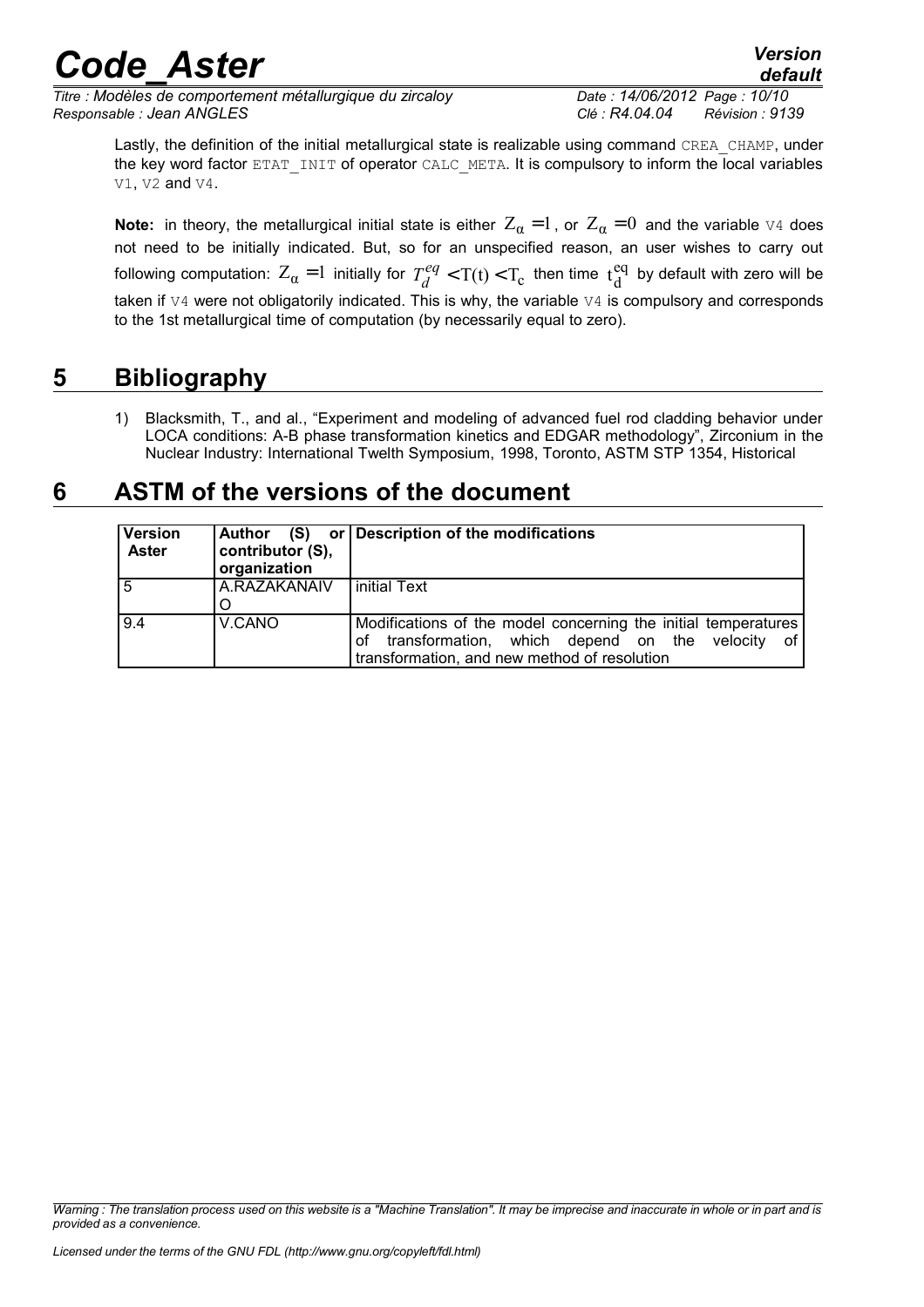Lastly, the definition of the initial metallurgical state is realizable using command CREA_CHAMP, under the key word factor ETAT_INIT of operator CALC_META. It is compulsory to inform the local variables V1, V2 and V4.

**Note:** in theory, the metallurgical initial state is either $Z_\alpha = 1$, or $Z_\alpha = 0$ and the variable V4 does not need to be initially indicated. But, so for an unspecified reason, an user wishes to carry out following computation: $Z_\alpha = 1$ initially for $T_d^{eq} < T(t) < T_c$ then time $t_d^{eq}$ by default with zero will be taken if V4 were not obligatorily indicated. This is why, the variable V4 is compulsory and corresponds to the 1st metallurgical time of computation (by necessarily equal to zero).

## 5 Bibliography

1) Blacksmith, T., and al., "Experiment and modeling of advanced fuel rod cladding behavior under LOCA conditions: A-B phase transformation kinetics and EDGAR methodology", Zirconium in the Nuclear Industry: International Twelth Symposium, 1998, Toronto, ASTM STP 1354, Historical

## 6 ASTM of the versions of the document

| Version Aster | Author (S) or contributor (S), organization | Description of the modifications |
|---|---|---|
| 5 | A.RAZAKANAIVO | initial Text |
| 9.4 | V.CANO | Modifications of the model concerning the initial temperatures of transformation, which depend on the velocity of transformation, and new method of resolution |